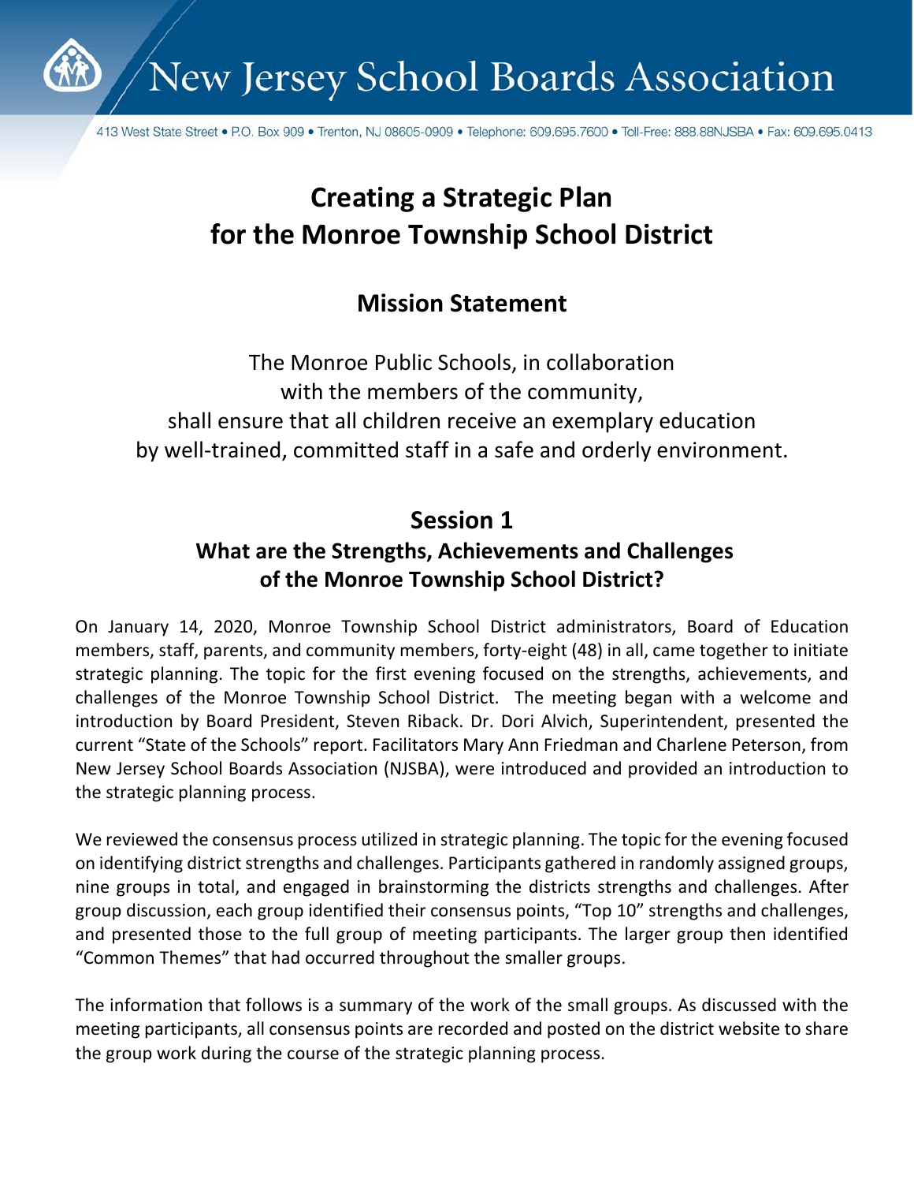New Jersey School Boards Association

413 West State Street • P.O. Box 909 • Trenton, NJ 08605-0909 • Telephone: 609.695.7600 • Toll-Free: 888.88NJSBA • Fax: 609.695.0413

# Creating a Strategic Plan for the Monroe Township School District

## Mission Statement

The Monroe Public Schools, in collaboration with the members of the community, shall ensure that all children receive an exemplary education by well-trained, committed staff in a safe and orderly environment.

## Session 1

### What are the Strengths, Achievements and Challenges of the Monroe Township School District?

On January 14, 2020, Monroe Township School District administrators, Board of Education members, staff, parents, and community members, forty-eight (48) in all, came together to initiate strategic planning. The topic for the first evening focused on the strengths, achievements, and challenges of the Monroe Township School District. The meeting began with a welcome and introduction by Board President, Steven Riback. Dr. Dori Alvich, Superintendent, presented the current "State of the Schools" report. Facilitators Mary Ann Friedman and Charlene Peterson, from New Jersey School Boards Association (NJSBA), were introduced and provided an introduction to the strategic planning process.

We reviewed the consensus process utilized in strategic planning. The topic for the evening focused on identifying district strengths and challenges. Participants gathered in randomly assigned groups, nine groups in total, and engaged in brainstorming the districts strengths and challenges. After group discussion, each group identified their consensus points, "Top 10" strengths and challenges, and presented those to the full group of meeting participants. The larger group then identified "Common Themes" that had occurred throughout the smaller groups.

The information that follows is a summary of the work of the small groups. As discussed with the meeting participants, all consensus points are recorded and posted on the district website to share the group work during the course of the strategic planning process.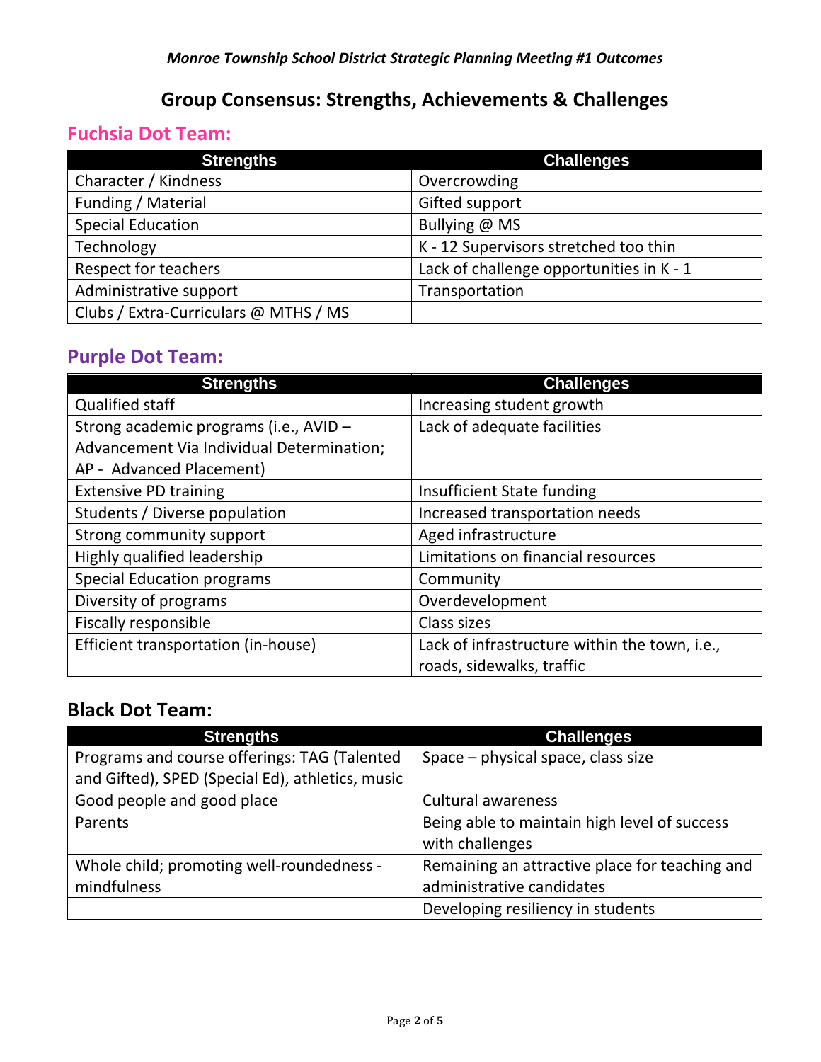*Monroe Township School District Strategic Planning Meeting #1 Outcomes*

## Group Consensus: Strengths, Achievements & Challenges

### Fuchsia Dot Team:

| Strengths | Challenges |
|---|---|
| Character / Kindness | Overcrowding |
| Funding / Material | Gifted support |
| Special Education | Bullying @ MS |
| Technology | K - 12 Supervisors stretched too thin |
| Respect for teachers | Lack of challenge opportunities in K - 1 |
| Administrative support | Transportation |
| Clubs / Extra-Curriculars @ MTHS / MS | |

### Purple Dot Team:

| Strengths | Challenges |
|---|---|
| Qualified staff | Increasing student growth |
| Strong academic programs (i.e., AVID – Advancement Via Individual Determination; AP - Advanced Placement) | Lack of adequate facilities |
| Extensive PD training | Insufficient State funding |
| Students / Diverse population | Increased transportation needs |
| Strong community support | Aged infrastructure |
| Highly qualified leadership | Limitations on financial resources |
| Special Education programs | Community |
| Diversity of programs | Overdevelopment |
| Fiscally responsible | Class sizes |
| Efficient transportation (in-house) | Lack of infrastructure within the town, i.e., roads, sidewalks, traffic |

### Black Dot Team:

| Strengths | Challenges |
|---|---|
| Programs and course offerings: TAG (Talented and Gifted), SPED (Special Ed), athletics, music | Space – physical space, class size |
| Good people and good place | Cultural awareness |
| Parents | Being able to maintain high level of success with challenges |
| Whole child; promoting well-roundedness - mindfulness | Remaining an attractive place for teaching and administrative candidates |
| | Developing resiliency in students |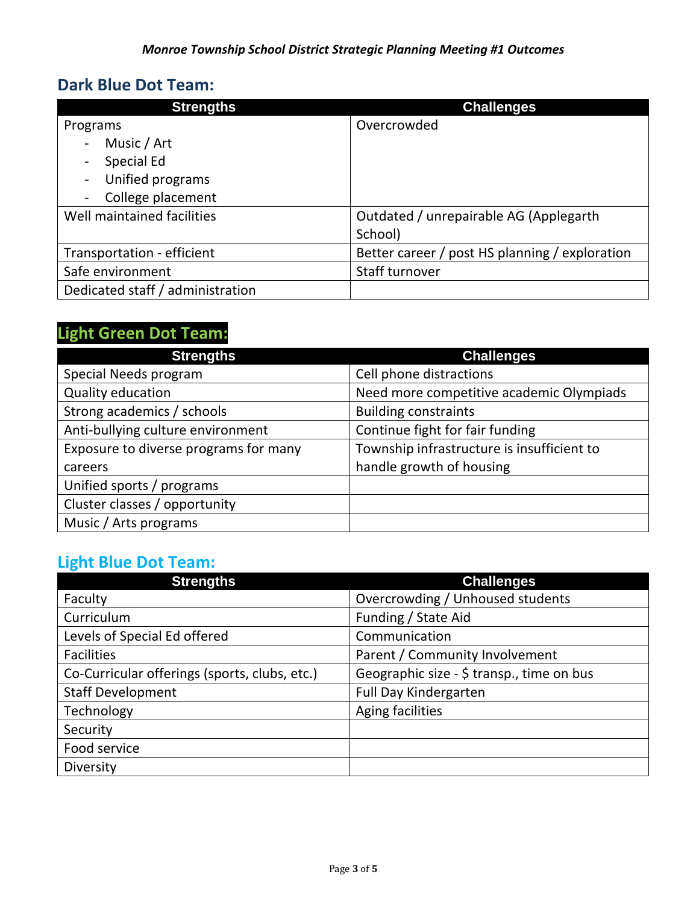*Monroe Township School District Strategic Planning Meeting #1 Outcomes*

## Dark Blue Dot Team:

| Strengths | Challenges |
|---|---|
| Programs<br>- Music / Art<br>- Special Ed<br>- Unified programs<br>- College placement | Overcrowded |
| Well maintained facilities | Outdated / unrepairable AG (Applegarth School) |
| Transportation - efficient | Better career / post HS planning / exploration |
| Safe environment | Staff turnover |
| Dedicated staff / administration | |

## Light Green Dot Team:

| Strengths | Challenges |
|---|---|
| Special Needs program | Cell phone distractions |
| Quality education | Need more competitive academic Olympiads |
| Strong academics / schools | Building constraints |
| Anti-bullying culture environment | Continue fight for fair funding |
| Exposure to diverse programs for many careers | Township infrastructure is insufficient to handle growth of housing |
| Unified sports / programs | |
| Cluster classes / opportunity | |
| Music / Arts programs | |

## Light Blue Dot Team:

| Strengths | Challenges |
|---|---|
| Faculty | Overcrowding / Unhoused students |
| Curriculum | Funding / State Aid |
| Levels of Special Ed offered | Communication |
| Facilities | Parent / Community Involvement |
| Co-Curricular offerings (sports, clubs, etc.) | Geographic size - $ transp., time on bus |
| Staff Development | Full Day Kindergarten |
| Technology | Aging facilities |
| Security | |
| Food service | |
| Diversity | |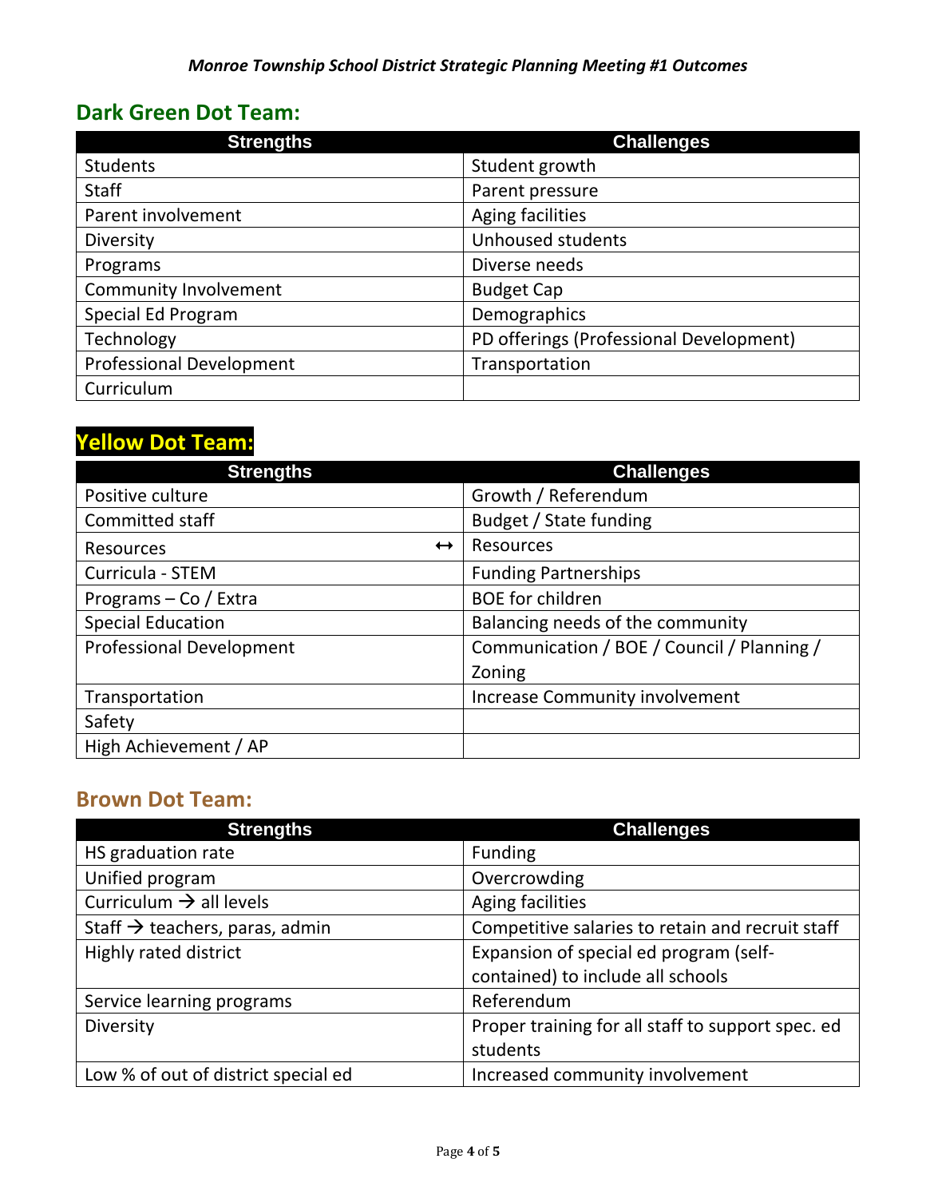***Monroe Township School District Strategic Planning Meeting #1 Outcomes***

## Dark Green Dot Team:

| Strengths | Challenges |
|---|---|
| Students | Student growth |
| Staff | Parent pressure |
| Parent involvement | Aging facilities |
| Diversity | Unhoused students |
| Programs | Diverse needs |
| Community Involvement | Budget Cap |
| Special Ed Program | Demographics |
| Technology | PD offerings (Professional Development) |
| Professional Development | Transportation |
| Curriculum | |

## Yellow Dot Team:

| Strengths | Challenges |
|---|---|
| Positive culture | Growth / Referendum |
| Committed staff | Budget / State funding |
| Resources ↔ | Resources |
| Curricula - STEM | Funding Partnerships |
| Programs – Co / Extra | BOE for children |
| Special Education | Balancing needs of the community |
| Professional Development | Communication / BOE / Council / Planning / Zoning |
| Transportation | Increase Community involvement |
| Safety | |
| High Achievement / AP | |

## Brown Dot Team:

| Strengths | Challenges |
|---|---|
| HS graduation rate | Funding |
| Unified program | Overcrowding |
| Curriculum → all levels | Aging facilities |
| Staff → teachers, paras, admin | Competitive salaries to retain and recruit staff |
| Highly rated district | Expansion of special ed program (self-contained) to include all schools |
| Service learning programs | Referendum |
| Diversity | Proper training for all staff to support spec. ed students |
| Low % of out of district special ed | Increased community involvement |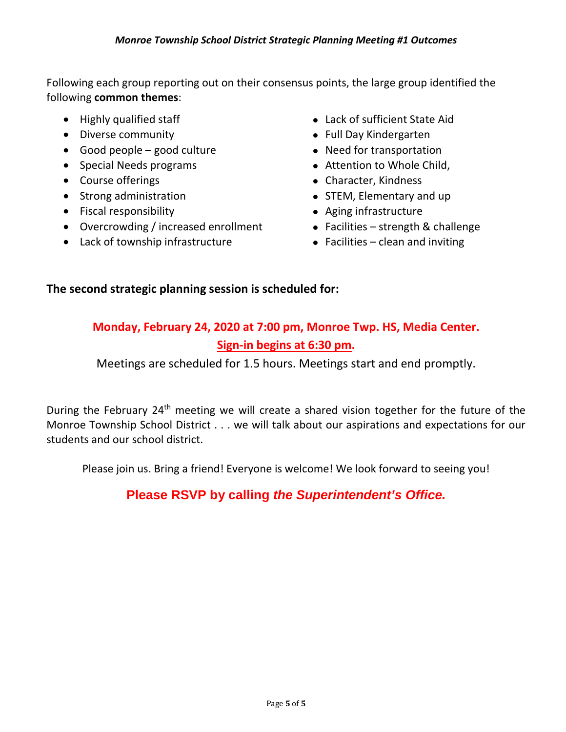Following each group reporting out on their consensus points, the large group identified the following **common themes**:

- Highly qualified staff
- Diverse community
- Good people – good culture
- Special Needs programs
- Course offerings
- Strong administration
- Fiscal responsibility
- Overcrowding / increased enrollment
- Lack of township infrastructure
- Lack of sufficient State Aid
- Full Day Kindergarten
- Need for transportation
- Attention to Whole Child,
- Character, Kindness
- STEM, Elementary and up
- Aging infrastructure
- Facilities – strength & challenge
- Facilities – clean and inviting

**The second strategic planning session is scheduled for:**

**Monday, February 24, 2020 at 7:00 pm, Monroe Twp. HS, Media Center.**
**Sign-in begins at 6:30 pm.**

Meetings are scheduled for 1.5 hours. Meetings start and end promptly.

During the February 24th meeting we will create a shared vision together for the future of the Monroe Township School District . . . we will talk about our aspirations and expectations for our students and our school district.

Please join us. Bring a friend! Everyone is welcome! We look forward to seeing you!

**Please RSVP by calling *the Superintendent's Office.***